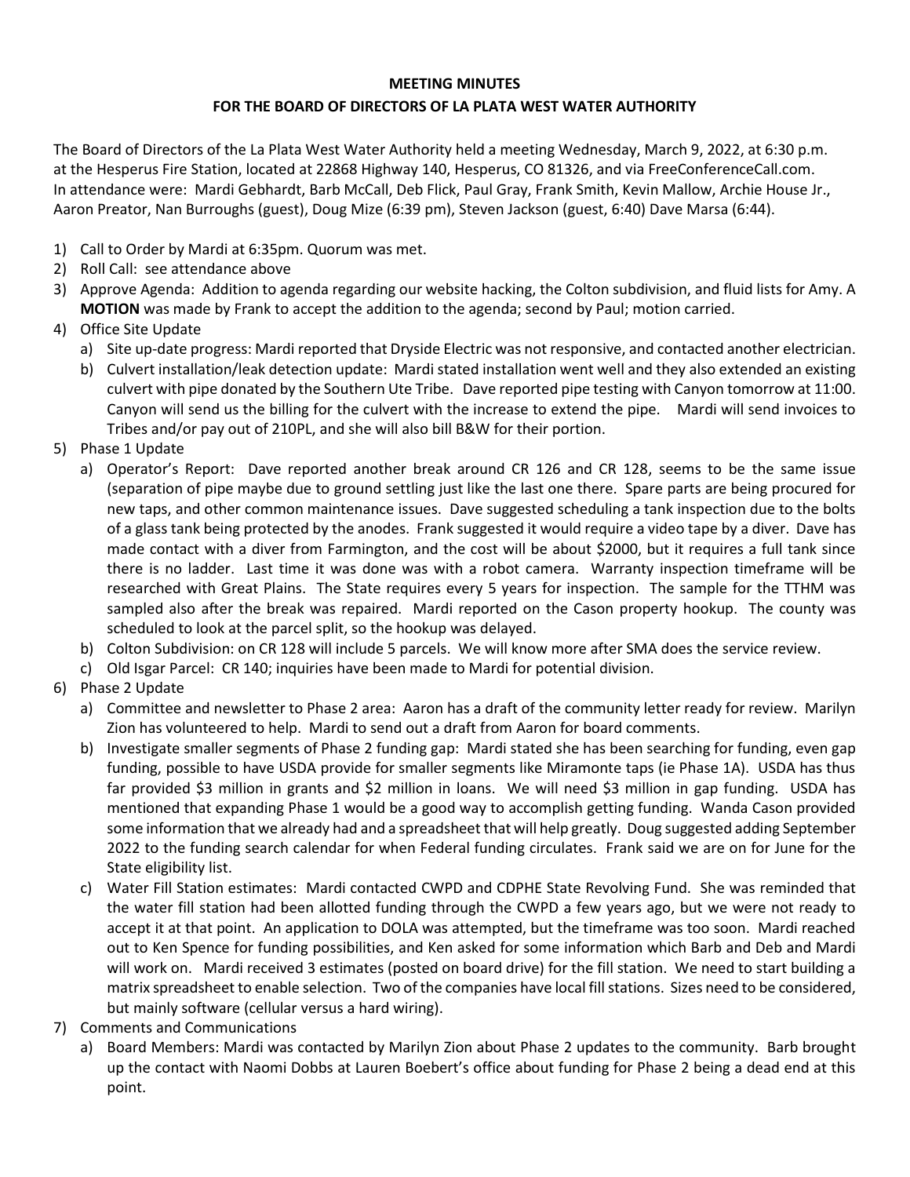**MEETING MINUTES**

**FOR THE BOARD OF DIRECTORS OF LA PLATA WEST WATER AUTHORITY**

The Board of Directors of the La Plata West Water Authority held a meeting Wednesday, March 9, 2022, at 6:30 p.m. at the Hesperus Fire Station, located at 22868 Highway 140, Hesperus, CO 81326, and via FreeConferenceCall.com. In attendance were: Mardi Gebhardt, Barb McCall, Deb Flick, Paul Gray, Frank Smith, Kevin Mallow, Archie House Jr., Aaron Preator, Nan Burroughs (guest), Doug Mize (6:39 pm), Steven Jackson (guest, 6:40) Dave Marsa (6:44).

1) Call to Order by Mardi at 6:35pm. Quorum was met.
2) Roll Call: see attendance above
3) Approve Agenda: Addition to agenda regarding our website hacking, the Colton subdivision, and fluid lists for Amy. A **MOTION** was made by Frank to accept the addition to the agenda; second by Paul; motion carried.
4) Office Site Update
   a) Site up-date progress: Mardi reported that Dryside Electric was not responsive, and contacted another electrician.
   b) Culvert installation/leak detection update: Mardi stated installation went well and they also extended an existing culvert with pipe donated by the Southern Ute Tribe. Dave reported pipe testing with Canyon tomorrow at 11:00. Canyon will send us the billing for the culvert with the increase to extend the pipe. Mardi will send invoices to Tribes and/or pay out of 210PL, and she will also bill B&W for their portion.
5) Phase 1 Update
   a) Operator's Report: Dave reported another break around CR 126 and CR 128, seems to be the same issue (separation of pipe maybe due to ground settling just like the last one there. Spare parts are being procured for new taps, and other common maintenance issues. Dave suggested scheduling a tank inspection due to the bolts of a glass tank being protected by the anodes. Frank suggested it would require a video tape by a diver. Dave has made contact with a diver from Farmington, and the cost will be about $2000, but it requires a full tank since there is no ladder. Last time it was done was with a robot camera. Warranty inspection timeframe will be researched with Great Plains. The State requires every 5 years for inspection. The sample for the TTHM was sampled also after the break was repaired. Mardi reported on the Cason property hookup. The county was scheduled to look at the parcel split, so the hookup was delayed.
   b) Colton Subdivision: on CR 128 will include 5 parcels. We will know more after SMA does the service review.
   c) Old Isgar Parcel: CR 140; inquiries have been made to Mardi for potential division.
6) Phase 2 Update
   a) Committee and newsletter to Phase 2 area: Aaron has a draft of the community letter ready for review. Marilyn Zion has volunteered to help. Mardi to send out a draft from Aaron for board comments.
   b) Investigate smaller segments of Phase 2 funding gap: Mardi stated she has been searching for funding, even gap funding, possible to have USDA provide for smaller segments like Miramonte taps (ie Phase 1A). USDA has thus far provided $3 million in grants and $2 million in loans. We will need $3 million in gap funding. USDA has mentioned that expanding Phase 1 would be a good way to accomplish getting funding. Wanda Cason provided some information that we already had and a spreadsheet that will help greatly. Doug suggested adding September 2022 to the funding search calendar for when Federal funding circulates. Frank said we are on for June for the State eligibility list.
   c) Water Fill Station estimates: Mardi contacted CWPD and CDPHE State Revolving Fund. She was reminded that the water fill station had been allotted funding through the CWPD a few years ago, but we were not ready to accept it at that point. An application to DOLA was attempted, but the timeframe was too soon. Mardi reached out to Ken Spence for funding possibilities, and Ken asked for some information which Barb and Deb and Mardi will work on. Mardi received 3 estimates (posted on board drive) for the fill station. We need to start building a matrix spreadsheet to enable selection. Two of the companies have local fill stations. Sizes need to be considered, but mainly software (cellular versus a hard wiring).
7) Comments and Communications
   a) Board Members: Mardi was contacted by Marilyn Zion about Phase 2 updates to the community. Barb brought up the contact with Naomi Dobbs at Lauren Boebert's office about funding for Phase 2 being a dead end at this point.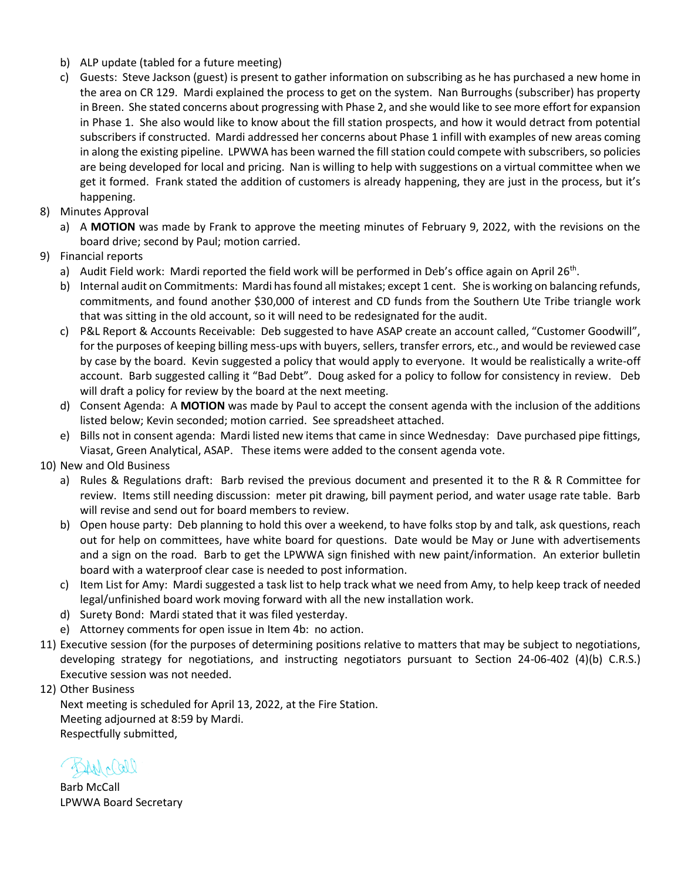b) ALP update (tabled for a future meeting)
   c) Guests: Steve Jackson (guest) is present to gather information on subscribing as he has purchased a new home in the area on CR 129. Mardi explained the process to get on the system. Nan Burroughs (subscriber) has property in Breen. She stated concerns about progressing with Phase 2, and she would like to see more effort for expansion in Phase 1. She also would like to know about the fill station prospects, and how it would detract from potential subscribers if constructed. Mardi addressed her concerns about Phase 1 infill with examples of new areas coming in along the existing pipeline. LPWWA has been warned the fill station could compete with subscribers, so policies are being developed for local and pricing. Nan is willing to help with suggestions on a virtual committee when we get it formed. Frank stated the addition of customers is already happening, they are just in the process, but it's happening.

8) Minutes Approval
   a) A **MOTION** was made by Frank to approve the meeting minutes of February 9, 2022, with the revisions on the board drive; second by Paul; motion carried.

9) Financial reports
   a) Audit Field work: Mardi reported the field work will be performed in Deb's office again on April 26th.
   b) Internal audit on Commitments: Mardi has found all mistakes; except 1 cent. She is working on balancing refunds, commitments, and found another $30,000 of interest and CD funds from the Southern Ute Tribe triangle work that was sitting in the old account, so it will need to be redesignated for the audit.
   c) P&L Report & Accounts Receivable: Deb suggested to have ASAP create an account called, "Customer Goodwill", for the purposes of keeping billing mess-ups with buyers, sellers, transfer errors, etc., and would be reviewed case by case by the board. Kevin suggested a policy that would apply to everyone. It would be realistically a write-off account. Barb suggested calling it "Bad Debt". Doug asked for a policy to follow for consistency in review. Deb will draft a policy for review by the board at the next meeting.
   d) Consent Agenda: A **MOTION** was made by Paul to accept the consent agenda with the inclusion of the additions listed below; Kevin seconded; motion carried. See spreadsheet attached.
   e) Bills not in consent agenda: Mardi listed new items that came in since Wednesday: Dave purchased pipe fittings, Viasat, Green Analytical, ASAP. These items were added to the consent agenda vote.

10) New and Old Business
   a) Rules & Regulations draft: Barb revised the previous document and presented it to the R & R Committee for review. Items still needing discussion: meter pit drawing, bill payment period, and water usage rate table. Barb will revise and send out for board members to review.
   b) Open house party: Deb planning to hold this over a weekend, to have folks stop by and talk, ask questions, reach out for help on committees, have white board for questions. Date would be May or June with advertisements and a sign on the road. Barb to get the LPWWA sign finished with new paint/information. An exterior bulletin board with a waterproof clear case is needed to post information.
   c) Item List for Amy: Mardi suggested a task list to help track what we need from Amy, to help keep track of needed legal/unfinished board work moving forward with all the new installation work.
   d) Surety Bond: Mardi stated that it was filed yesterday.
   e) Attorney comments for open issue in Item 4b: no action.

11) Executive session (for the purposes of determining positions relative to matters that may be subject to negotiations, developing strategy for negotiations, and instructing negotiators pursuant to Section 24-06-402 (4)(b) C.R.S.) Executive session was not needed.

12) Other Business

Next meeting is scheduled for April 13, 2022, at the Fire Station.
Meeting adjourned at 8:59 by Mardi.
Respectfully submitted,

Barb McCall
LPWWA Board Secretary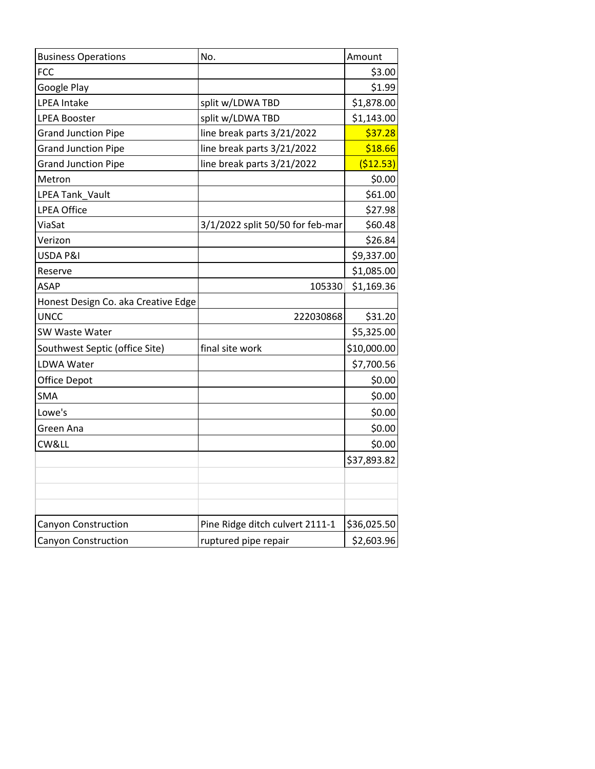| Business Operations | No. | Amount |
|---|---|---|
| FCC | | $3.00 |
| Google Play | | $1.99 |
| LPEA Intake | split w/LDWA TBD | $1,878.00 |
| LPEA Booster | split w/LDWA TBD | $1,143.00 |
| Grand Junction Pipe | line break parts 3/21/2022 | $37.28 |
| Grand Junction Pipe | line break parts 3/21/2022 | $18.66 |
| Grand Junction Pipe | line break parts 3/21/2022 | ($12.53) |
| Metron | | $0.00 |
| LPEA Tank_Vault | | $61.00 |
| LPEA Office | | $27.98 |
| ViaSat | 3/1/2022 split 50/50 for feb-mar | $60.48 |
| Verizon | | $26.84 |
| USDA P&I | | $9,337.00 |
| Reserve | | $1,085.00 |
| ASAP | 105330 | $1,169.36 |
| Honest Design Co. aka Creative Edge | | |
| UNCC | 222030868 | $31.20 |
| SW Waste Water | | $5,325.00 |
| Southwest Septic (office Site) | final site work | $10,000.00 |
| LDWA Water | | $7,700.56 |
| Office Depot | | $0.00 |
| SMA | | $0.00 |
| Lowe's | | $0.00 |
| Green Ana | | $0.00 |
| CW&LL | | $0.00 |
| | | $37,893.82 |
| | | |
| | | |
| | | |
| Canyon Construction | Pine Ridge ditch culvert 2111-1 | $36,025.50 |
| Canyon Construction | ruptured pipe repair | $2,603.96 |